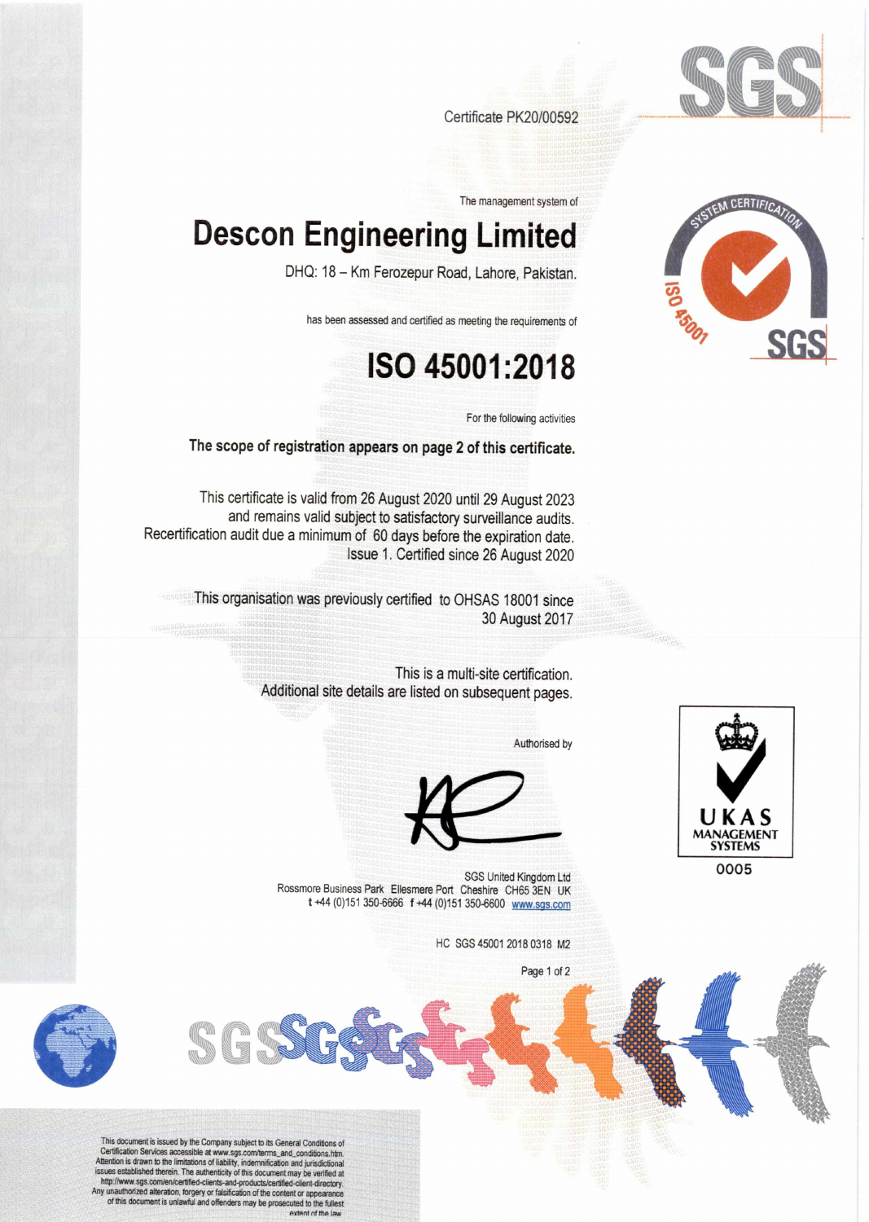Certificate PK20/00592

The management system of

# Descon Engineering Limited

DHQ: 18 – Km Ferozepur Road, Lahore, Pakistan.

has been assessed and certified as meeting the requirements of

# ISO 45001:2018

For the following activities

**The scope of registration appears on page 2 of this certificate.**

This certificate is valid from 26 August 2020 until 29 August 2023 and remains valid subject to satisfactory surveillance audits. Recertification audit due a minimum of 60 days before the expiration date. Issue 1. Certified since 26 August 2020

This organisation was previously certified to OHSAS 18001 since 30 August 2017

This is a multi-site certification. Additional site details are listed on subsequent pages.

Authorised by

SGS United Kingdom Ltd
Rossmore Business Park Ellesmere Port Cheshire CH65 3EN UK
t +44 (0)151 350-6666 f +44 (0)151 350-6600 www.sgs.com

HC SGS 45001 2018 0318 M2

SYSTEM CERTIFICATION ISO 45001 SGS

UKAS MANAGEMENT SYSTEMS 0005

This document is issued by the Company subject to its General Conditions of Certification Services accessible at www.sgs.com/terms_and_conditions.htm. Attention is drawn to the limitations of liability, indemnification and jurisdictional issues established therein. The authenticity of this document may be verified at http://www.sgs.com/en/certified-clients-and-products/certified-client-directory. Any unauthorized alteration, forgery or falsification of the content or appearance of this document is unlawful and offenders may be prosecuted to the fullest extent of the law.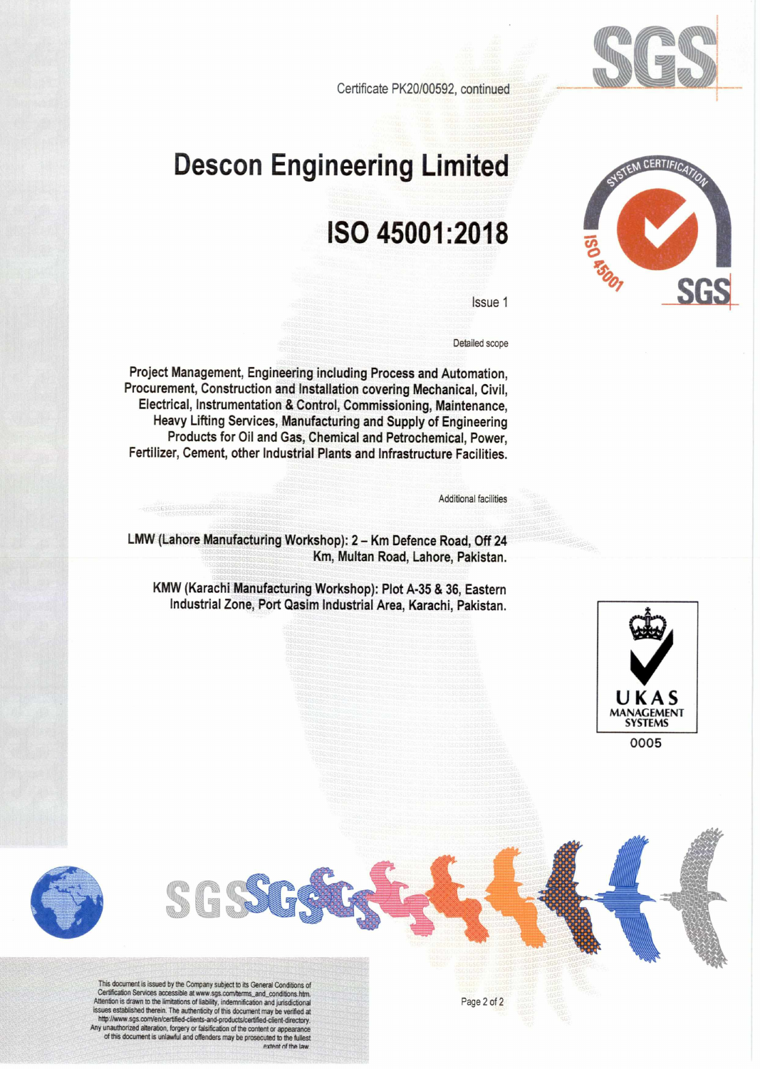Certificate PK20/00592, continued

# Descon Engineering Limited

# ISO 45001:2018

Issue 1

Detailed scope

Project Management, Engineering including Process and Automation, Procurement, Construction and Installation covering Mechanical, Civil, Electrical, Instrumentation & Control, Commissioning, Maintenance, Heavy Lifting Services, Manufacturing and Supply of Engineering Products for Oil and Gas, Chemical and Petrochemical, Power, Fertilizer, Cement, other Industrial Plants and Infrastructure Facilities.

Additional facilities

LMW (Lahore Manufacturing Workshop): 2 – Km Defence Road, Off 24 Km, Multan Road, Lahore, Pakistan.

KMW (Karachi Manufacturing Workshop): Plot A-35 & 36, Eastern Industrial Zone, Port Qasim Industrial Area, Karachi, Pakistan.

UKAS MANAGEMENT SYSTEMS

0005

This document is issued by the Company subject to its General Conditions of Certification Services accessible at www.sgs.com/terms_and_conditions.htm. Attention is drawn to the limitations of liability, indemnification and jurisdictional issues established therein. The authenticity of this document may be verified at http://www.sgs.com/en/certified-clients-and-products/certified-client-directory. Any unauthorized alteration, forgery or falsification of the content or appearance of this document is unlawful and offenders may be prosecuted to the fullest extent of the law.